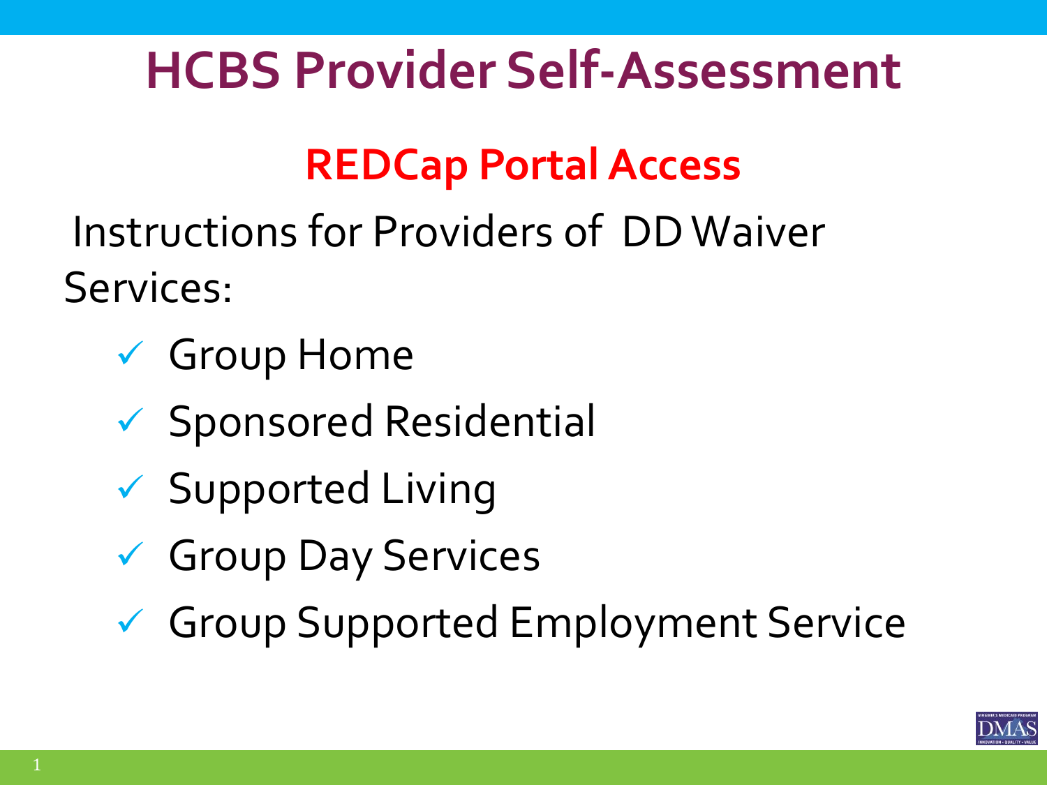# HCBS Provider Self-Assessment

## REDCap Portal Access

Instructions for Providers of DD Waiver Services:

- ✓ Group Home
- ✓ Sponsored Residential
- ✓ Supported Living
- ✓ Group Day Services
- ✓ Group Supported Employment Service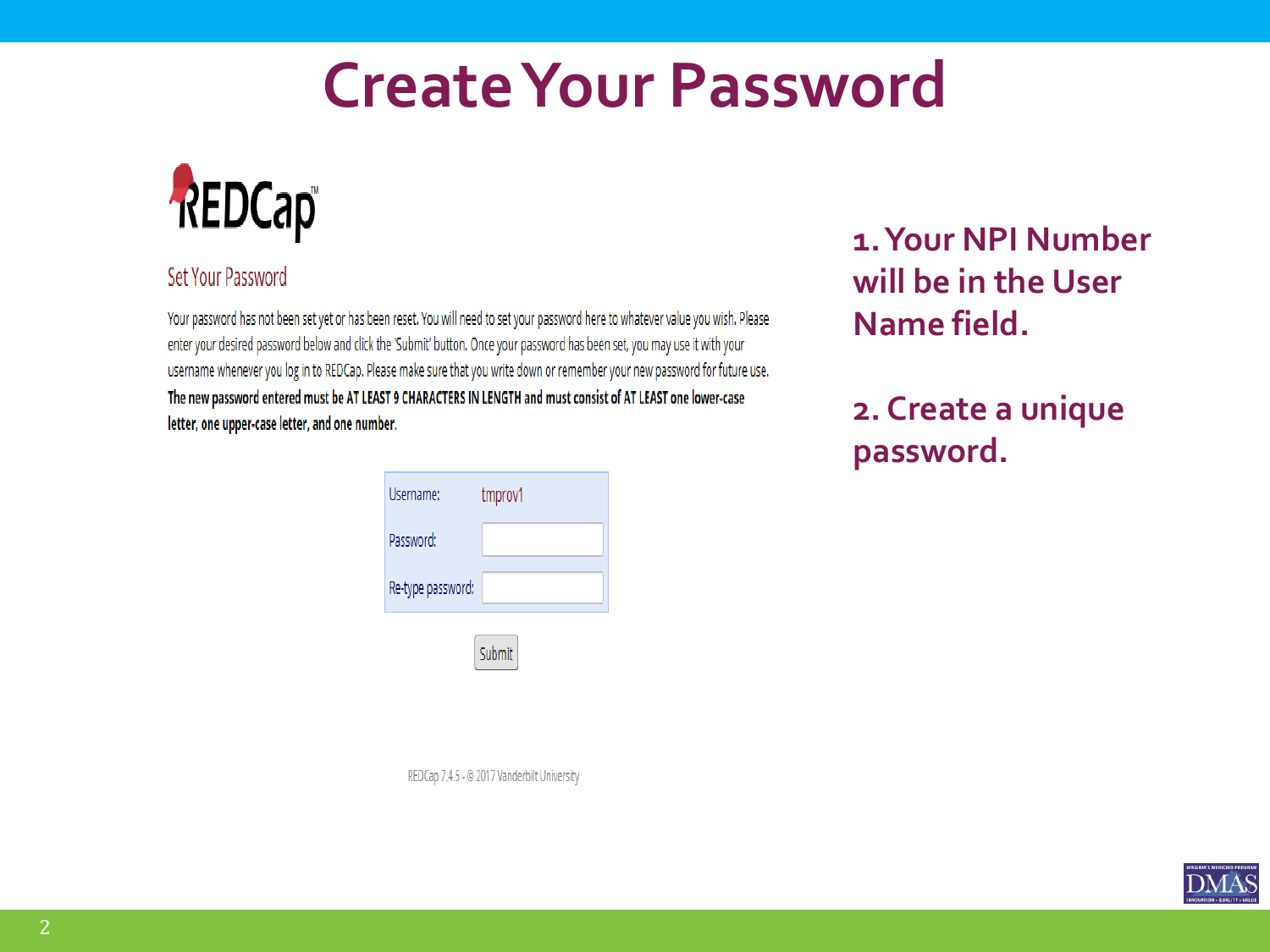# Create Your Password

REDCap™

## Set Your Password

Your password has not been set yet or has been reset. You will need to set your password here to whatever value you wish. Please enter your desired password below and click the 'Submit' button. Once your password has been set, you may use it with your username whenever you log in to REDCap. Please make sure that you write down or remember your new password for future use. **The new password entered must be AT LEAST 9 CHARACTERS IN LENGTH and must consist of AT LEAST one lower-case letter, one upper-case letter, and one number.**

| Username: | tmprov1 |
| --- | --- |
| Password: | |
| Re-type password: | |

Submit

REDCap 7.4.5 - © 2017 Vanderbilt University

**1. Your NPI Number will be in the User Name field.**

**2. Create a unique password.**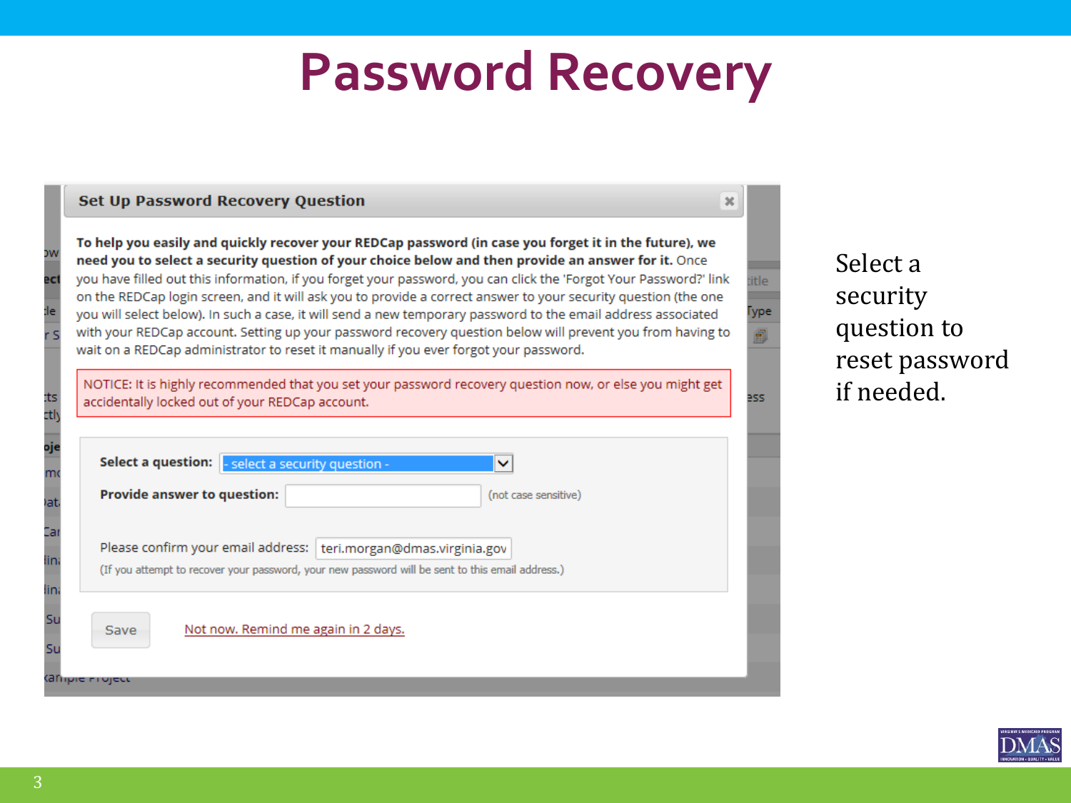# Password Recovery

**Set Up Password Recovery Question**

**To help you easily and quickly recover your REDCap password (in case you forget it in the future), we need you to select a security question of your choice below and then provide an answer for it.** Once you have filled out this information, if you forget your password, you can click the 'Forgot Your Password?' link on the REDCap login screen, and it will ask you to provide a correct answer to your security question (the one you will select below). In such a case, it will send a new temporary password to the email address associated with your REDCap account. Setting up your password recovery question below will prevent you from having to wait on a REDCap administrator to reset it manually if you ever forgot your password.

NOTICE: It is highly recommended that you set your password recovery question now, or else you might get accidentally locked out of your REDCap account.

**Select a question:** - select a security question -

**Provide answer to question:** (not case sensitive)

Please confirm your email address: teri.morgan@dmas.virginia.gov

(If you attempt to recover your password, your new password will be sent to this email address.)

Save

Not now. Remind me again in 2 days.

Select a security question to reset password if needed.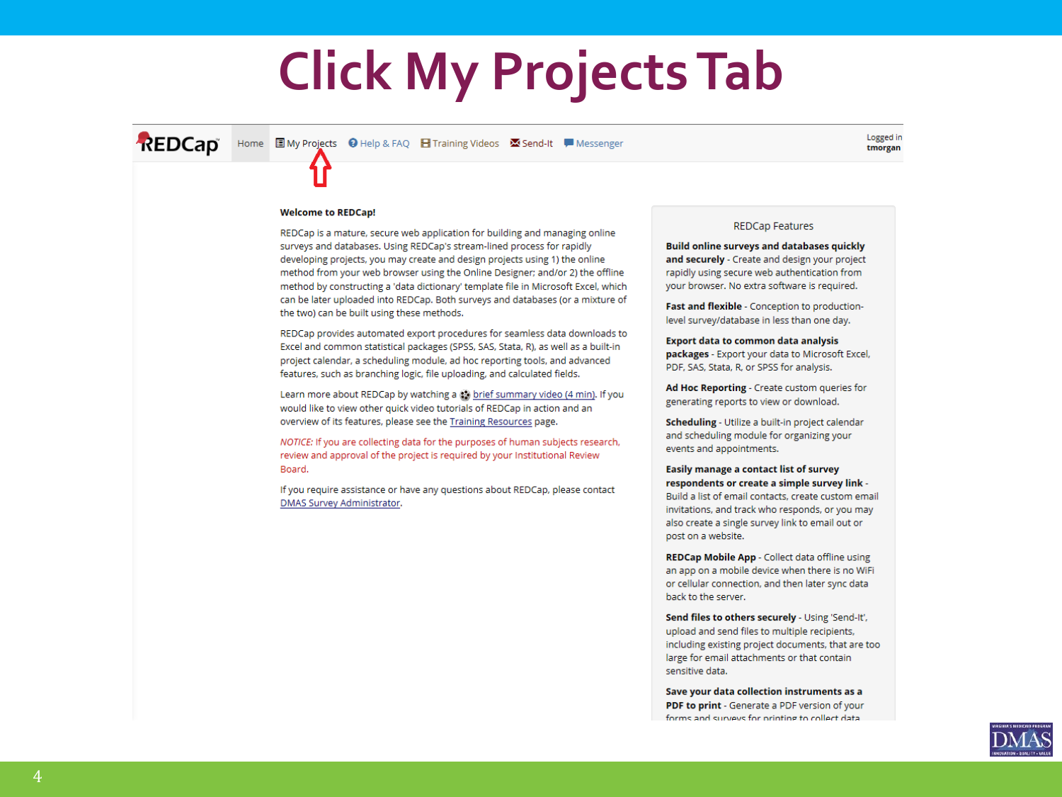# Click My Projects Tab

REDCap | Home | My Projects | Help & FAQ | Training Videos | Send-It | Messenger

Logged in tmorgan

**Welcome to REDCap!**

REDCap is a mature, secure web application for building and managing online surveys and databases. Using REDCap's stream-lined process for rapidly developing projects, you may create and design projects using 1) the online method from your web browser using the Online Designer; and/or 2) the offline method by constructing a 'data dictionary' template file in Microsoft Excel, which can be later uploaded into REDCap. Both surveys and databases (or a mixture of the two) can be built using these methods.

REDCap provides automated export procedures for seamless data downloads to Excel and common statistical packages (SPSS, SAS, Stata, R), as well as a built-in project calendar, a scheduling module, ad hoc reporting tools, and advanced features, such as branching logic, file uploading, and calculated fields.

Learn more about REDCap by watching a brief summary video (4 min). If you would like to view other quick video tutorials of REDCap in action and an overview of its features, please see the Training Resources page.

*NOTICE:* If you are collecting data for the purposes of human subjects research, review and approval of the project is required by your Institutional Review Board.

If you require assistance or have any questions about REDCap, please contact DMAS Survey Administrator.

REDCap Features

**Build online surveys and databases quickly and securely** - Create and design your project rapidly using secure web authentication from your browser. No extra software is required.

**Fast and flexible** - Conception to production-level survey/database in less than one day.

**Export data to common data analysis packages** - Export your data to Microsoft Excel, PDF, SAS, Stata, R, or SPSS for analysis.

**Ad Hoc Reporting** - Create custom queries for generating reports to view or download.

**Scheduling** - Utilize a built-in project calendar and scheduling module for organizing your events and appointments.

**Easily manage a contact list of survey respondents or create a simple survey link** - Build a list of email contacts, create custom email invitations, and track who responds, or you may also create a single survey link to email out or post on a website.

**REDCap Mobile App** - Collect data offline using an app on a mobile device when there is no WiFi or cellular connection, and then later sync data back to the server.

**Send files to others securely** - Using 'Send-It', upload and send files to multiple recipients, including existing project documents, that are too large for email attachments or that contain sensitive data.

**Save your data collection instruments as a PDF to print** - Generate a PDF version of your forms and surveys for printing to collect data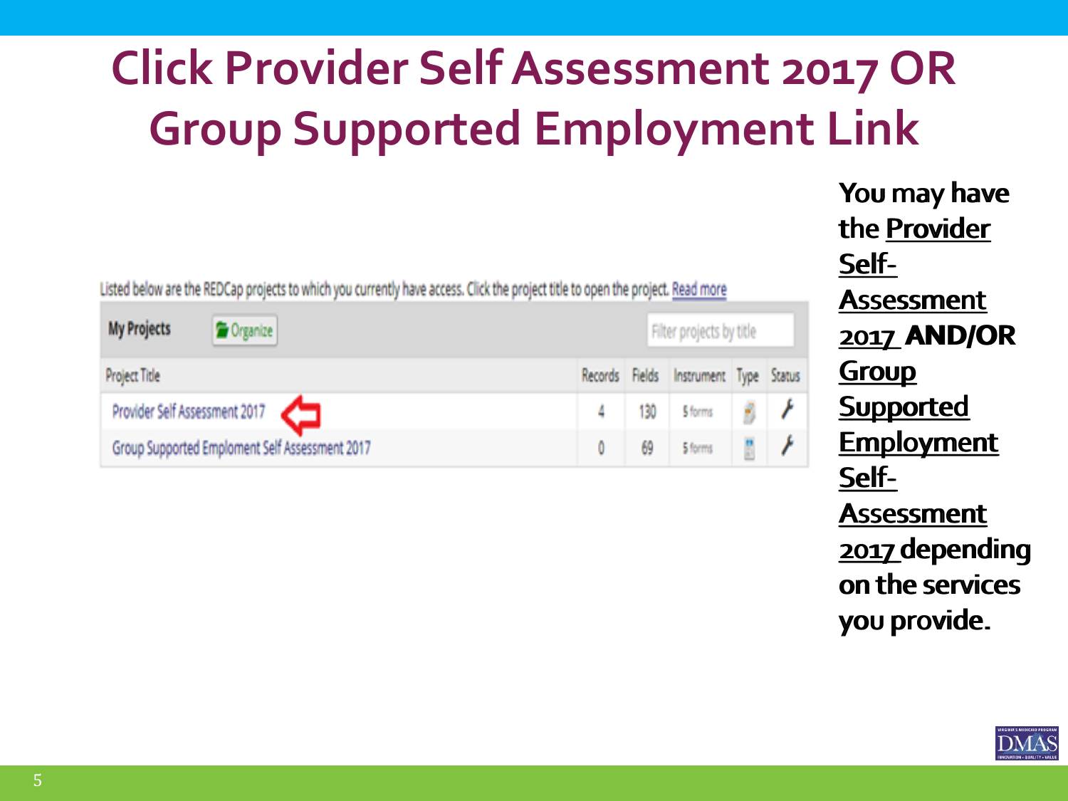# Click Provider Self Assessment 2017 OR Group Supported Employment Link

Listed below are the REDCap projects to which you currently have access. Click the project title to open the project. Read more

**My Projects** Organize | Filter projects by title

| Project Title | Records | Fields | Instrument | Type | Status |
|---|---|---|---|---|---|
| Provider Self Assessment 2017 | 4 | 130 | 5 forms | | |
| Group Supported Emploment Self Assessment 2017 | 0 | 69 | 5 forms | | |

**You may have the <u>Provider Self-Assessment 2017</u> AND/OR <u>Group Supported Employment Self-Assessment 2017</u> depending on the services you provide.**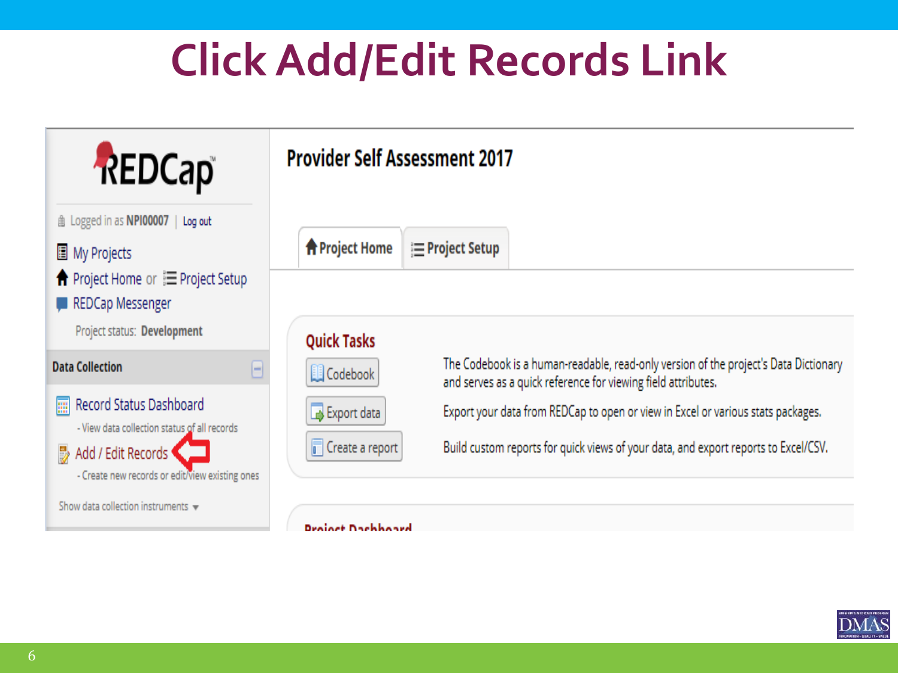# Click Add/Edit Records Link

REDCap

Logged in as NPI00007 | Log out

My Projects

Project Home or Project Setup

REDCap Messenger

Project status: Development

**Data Collection**

Record Status Dashboard

- View data collection status of all records

Add / Edit Records

- Create new records or edit/view existing ones

Show data collection instruments

## Provider Self Assessment 2017

Project Home | Project Setup

### Quick Tasks

| | |
|---|---|
| Codebook | The Codebook is a human-readable, read-only version of the project's Data Dictionary and serves as a quick reference for viewing field attributes. |
| Export data | Export your data from REDCap to open or view in Excel or various stats packages. |
| Create a report | Build custom reports for quick views of your data, and export reports to Excel/CSV. |

Project Dashboard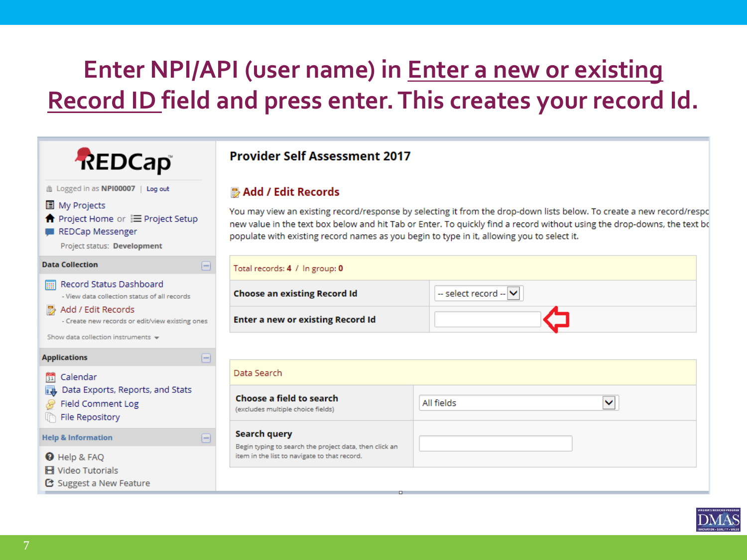# Enter NPI/API (user name) in Enter a new or existing Record ID field and press enter. This creates your record Id.

REDCap

Logged in as NPI00007 | Log out

- My Projects
- Project Home or Project Setup
- REDCap Messenger

Project status: Development

**Data Collection**

- Record Status Dashboard
  - View data collection status of all records
- Add / Edit Records
  - Create new records or edit/view existing ones

Show data collection instruments

**Applications**

- Calendar
- Data Exports, Reports, and Stats
- Field Comment Log
- File Repository

**Help & Information**

- Help & FAQ
- Video Tutorials
- Suggest a New Feature

## Provider Self Assessment 2017

### Add / Edit Records

You may view an existing record/response by selecting it from the drop-down lists below. To create a new record/respo new value in the text box below and hit Tab or Enter. To quickly find a record without using the drop-downs, the text bo populate with existing record names as you begin to type in it, allowing you to select it.

| Total records: 4 / In group: 0 | |
|---|---|
| **Choose an existing Record Id** | -- select record -- |
| **Enter a new or existing Record Id** | |

| Data Search | |
|---|---|
| **Choose a field to search** (excludes multiple choice fields) | All fields |
| **Search query** Begin typing to search the project data, then click an item in the list to navigate to that record. | |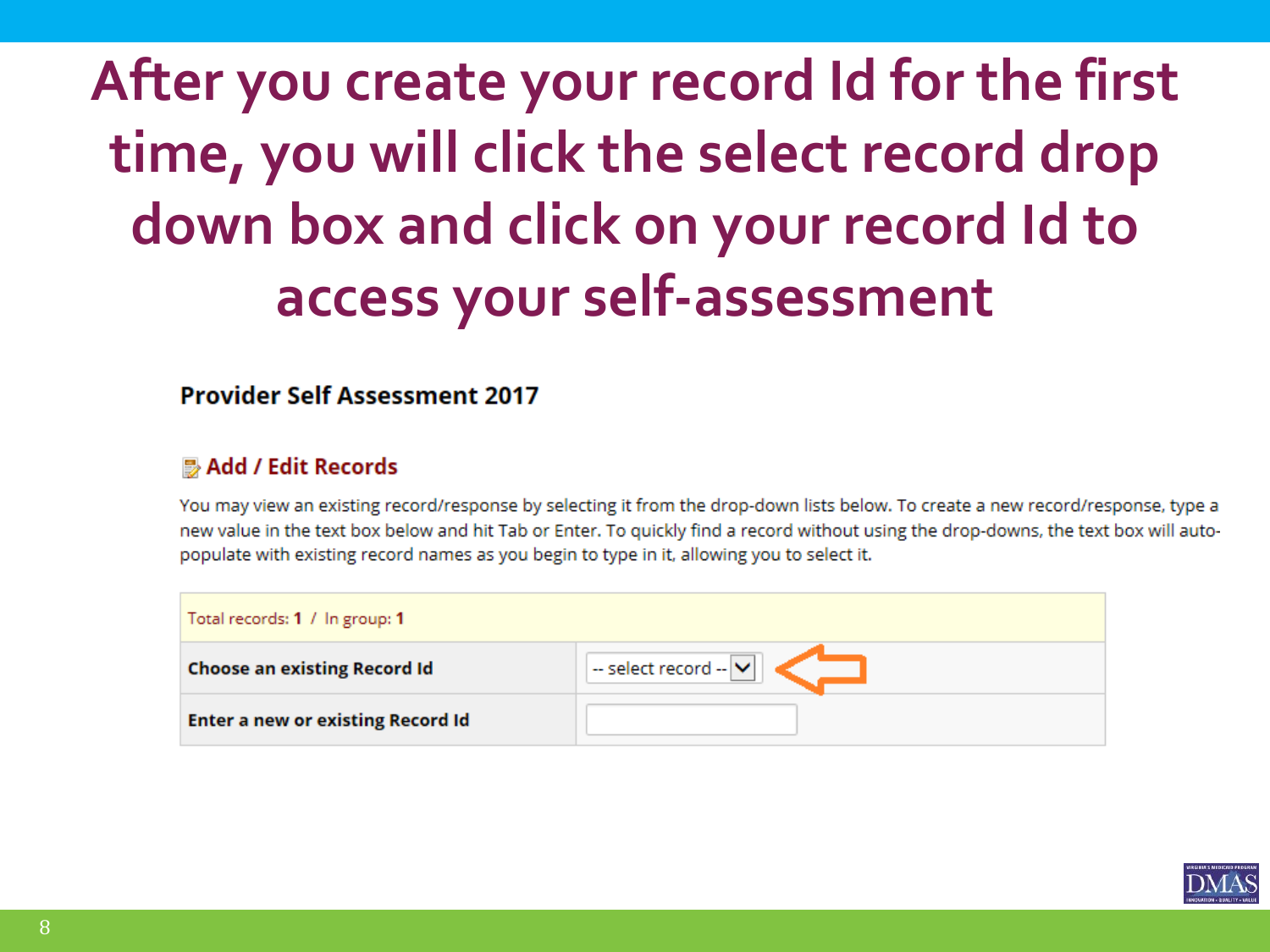# After you create your record Id for the first time, you will click the select record drop down box and click on your record Id to access your self-assessment

**Provider Self Assessment 2017**

### Add / Edit Records

You may view an existing record/response by selecting it from the drop-down lists below. To create a new record/response, type a new value in the text box below and hit Tab or Enter. To quickly find a record without using the drop-downs, the text box will auto-populate with existing record names as you begin to type in it, allowing you to select it.

| Total records: **1** / In group: **1** | |
|---|---|
| **Choose an existing Record Id** | -- select record -- |
| **Enter a new or existing Record Id** | |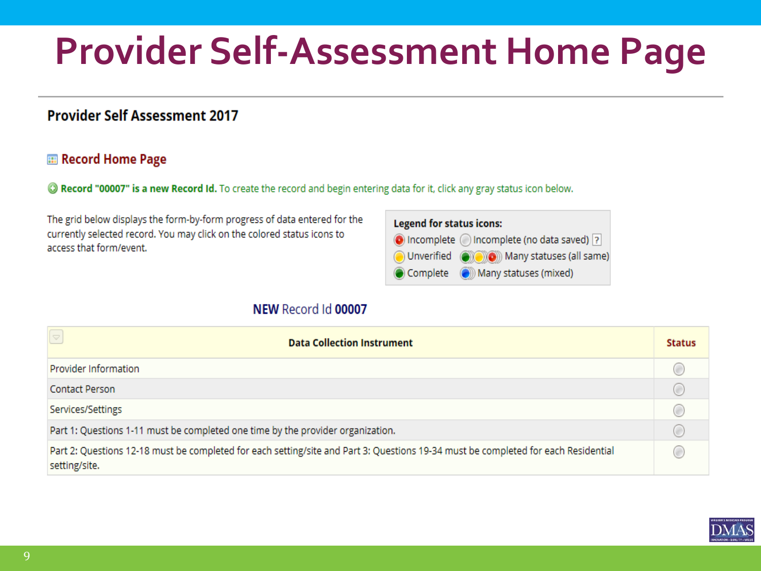# Provider Self-Assessment Home Page

## Provider Self Assessment 2017

### Record Home Page

**Record "00007" is a new Record Id.** To create the record and begin entering data for it, click any gray status icon below.

The grid below displays the form-by-form progress of data entered for the currently selected record. You may click on the colored status icons to access that form/event.

**Legend for status icons:**

- Incomplete
- Incomplete (no data saved) ?
- Unverified
- Many statuses (all same)
- Complete
- Many statuses (mixed)

**NEW** Record Id **00007**

| Data Collection Instrument | Status |
|---|---|
| Provider Information | |
| Contact Person | |
| Services/Settings | |
| Part 1: Questions 1-11 must be completed one time by the provider organization. | |
| Part 2: Questions 12-18 must be completed for each setting/site and Part 3: Questions 19-34 must be completed for each Residential setting/site. | |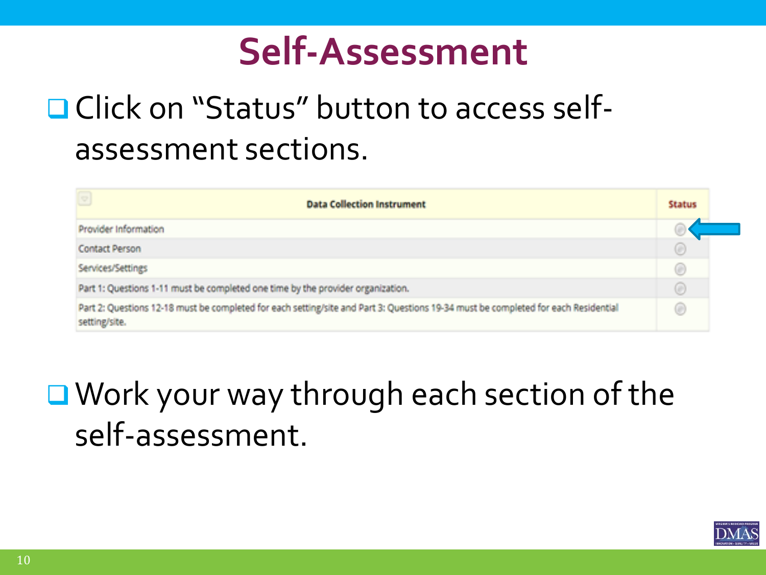# Self-Assessment

- Click on "Status" button to access self-assessment sections.

| Data Collection Instrument | Status |
| --- | --- |
| Provider Information | |
| Contact Person | |
| Services/Settings | |
| Part 1: Questions 1-11 must be completed one time by the provider organization. | |
| Part 2: Questions 12-18 must be completed for each setting/site and Part 3: Questions 19-34 must be completed for each Residential setting/site. | |

- Work your way through each section of the self-assessment.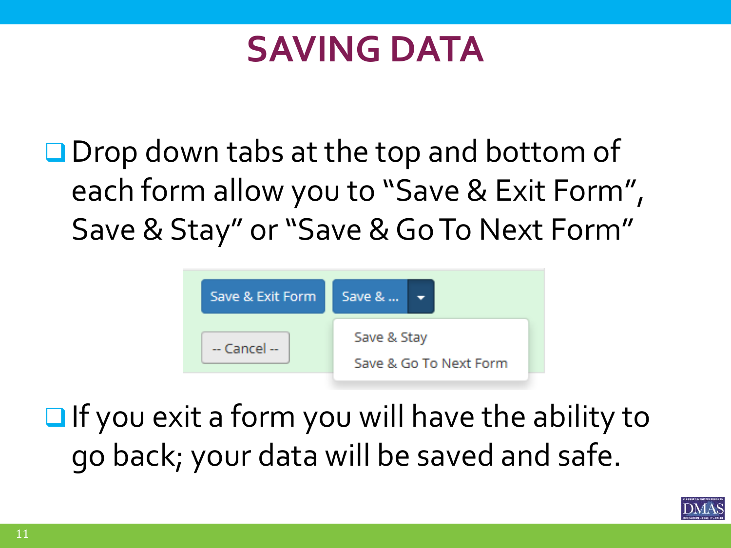# SAVING DATA

- Drop down tabs at the top and bottom of each form allow you to "Save & Exit Form", Save & Stay" or "Save & Go To Next Form"

- If you exit a form you will have the ability to go back; your data will be saved and safe.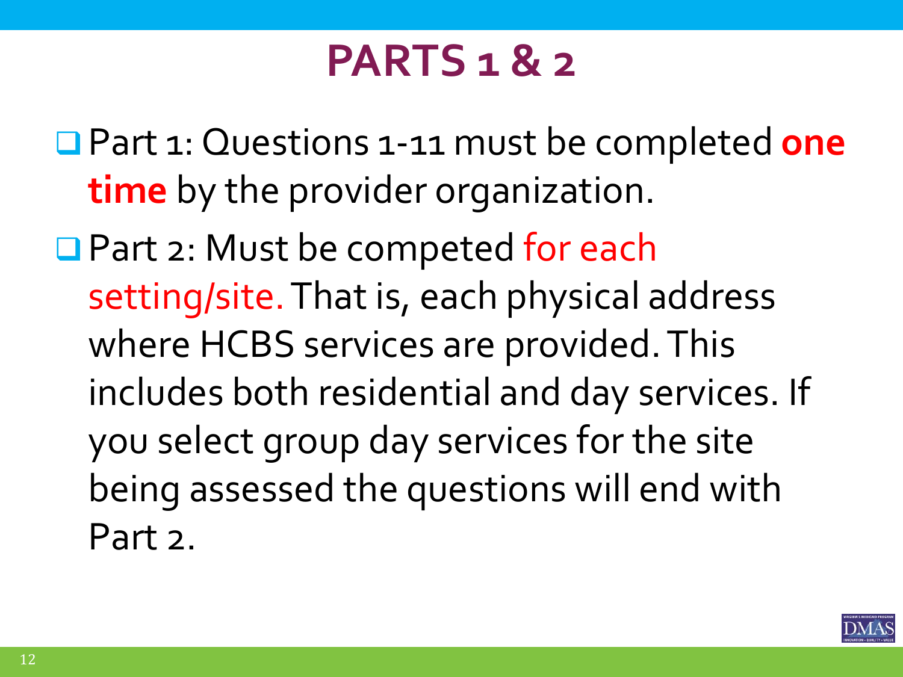# PARTS 1 & 2

- Part 1: Questions 1-11 must be completed **one time** by the provider organization.
- Part 2: Must be competed for each setting/site. That is, each physical address where HCBS services are provided. This includes both residential and day services. If you select group day services for the site being assessed the questions will end with Part 2.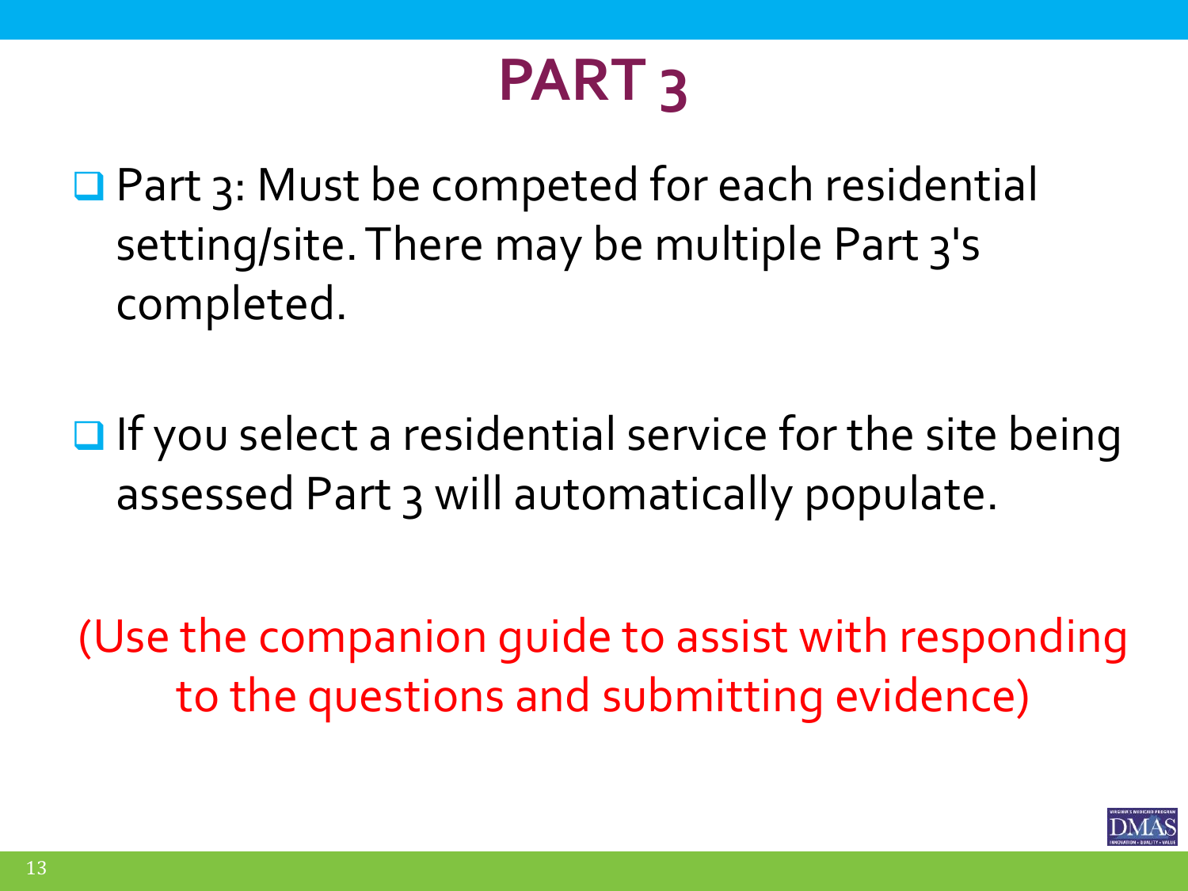# PART 3

- Part 3: Must be competed for each residential setting/site. There may be multiple Part 3's completed.

- If you select a residential service for the site being assessed Part 3 will automatically populate.

(Use the companion guide to assist with responding to the questions and submitting evidence)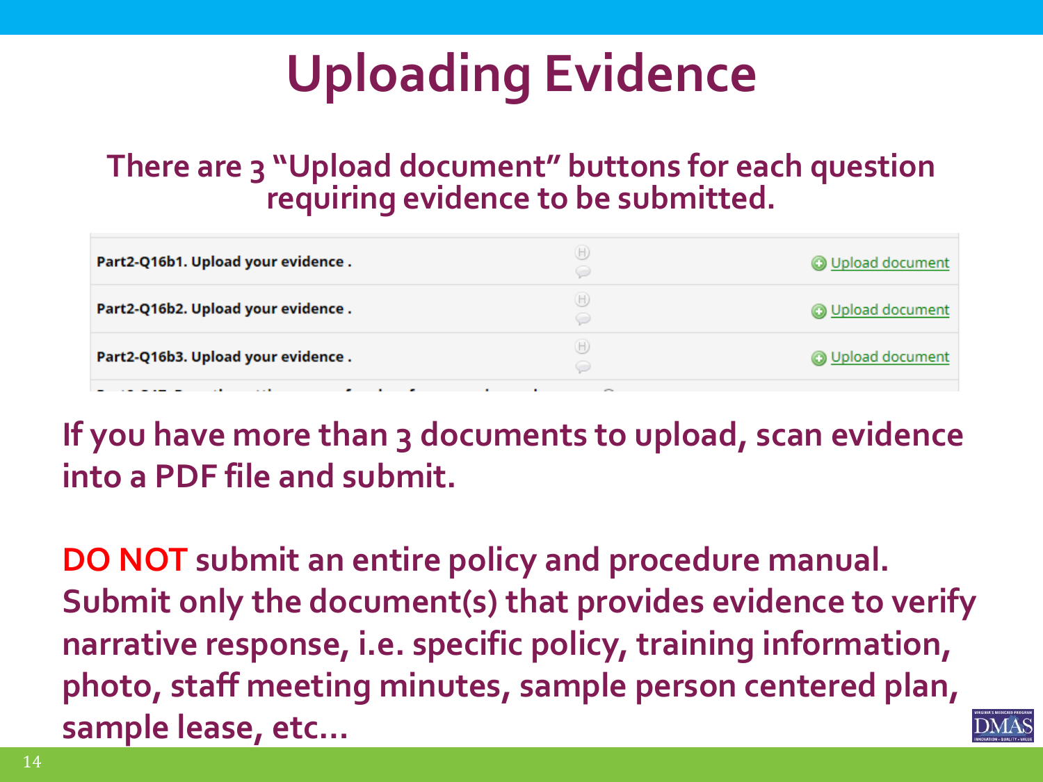# Uploading Evidence

**There are 3 "Upload document" buttons for each question requiring evidence to be submitted.**

| | |
|---|---|
| Part2-Q16b1. Upload your evidence . | Upload document |
| Part2-Q16b2. Upload your evidence . | Upload document |
| Part2-Q16b3. Upload your evidence . | Upload document |

**If you have more than 3 documents to upload, scan evidence into a PDF file and submit.**

**DO NOT submit an entire policy and procedure manual. Submit only the document(s) that provides evidence to verify narrative response, i.e. specific policy, training information, photo, staff meeting minutes, sample person centered plan, sample lease, etc…**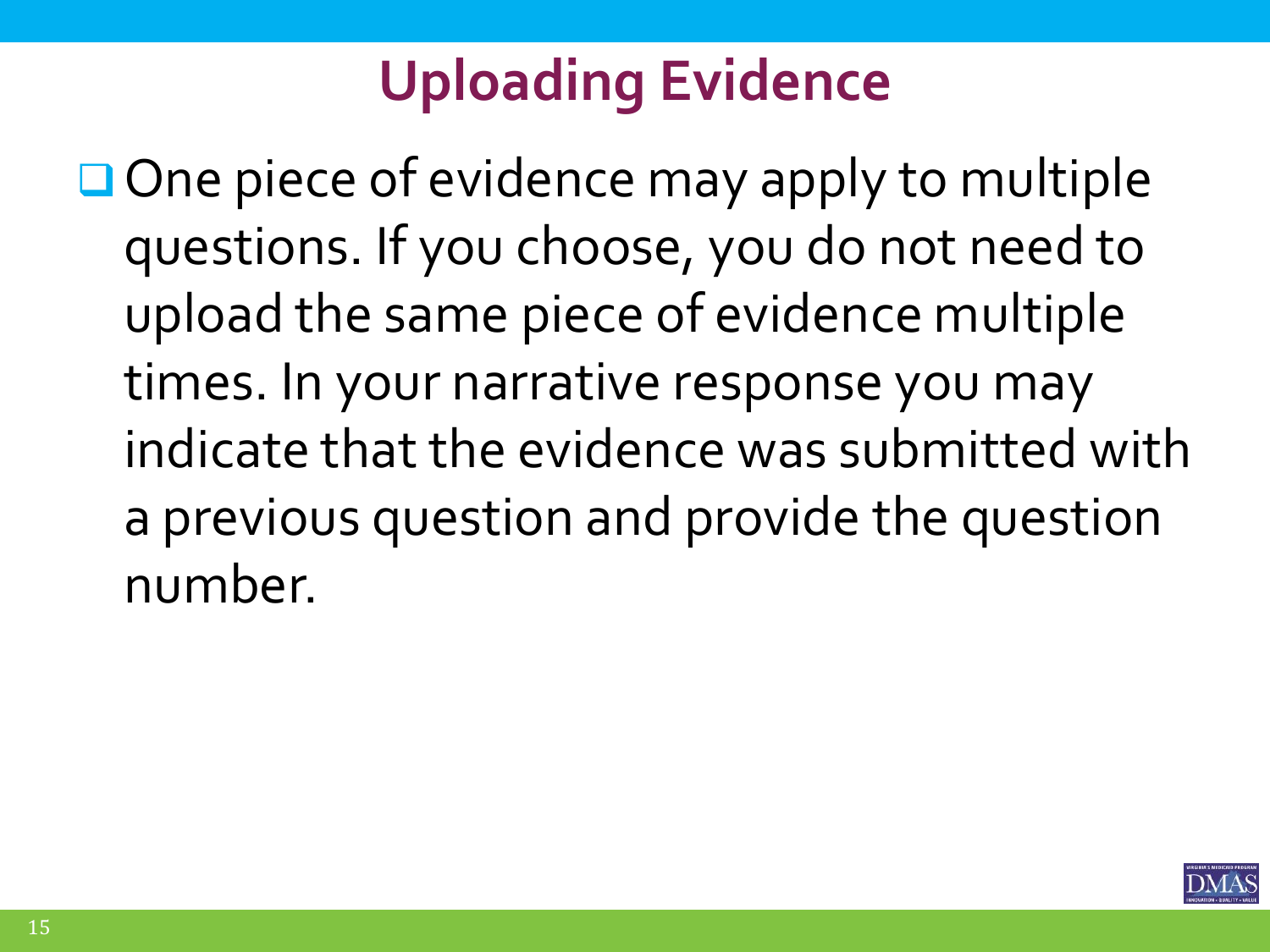# Uploading Evidence

- One piece of evidence may apply to multiple questions. If you choose, you do not need to upload the same piece of evidence multiple times. In your narrative response you may indicate that the evidence was submitted with a previous question and provide the question number.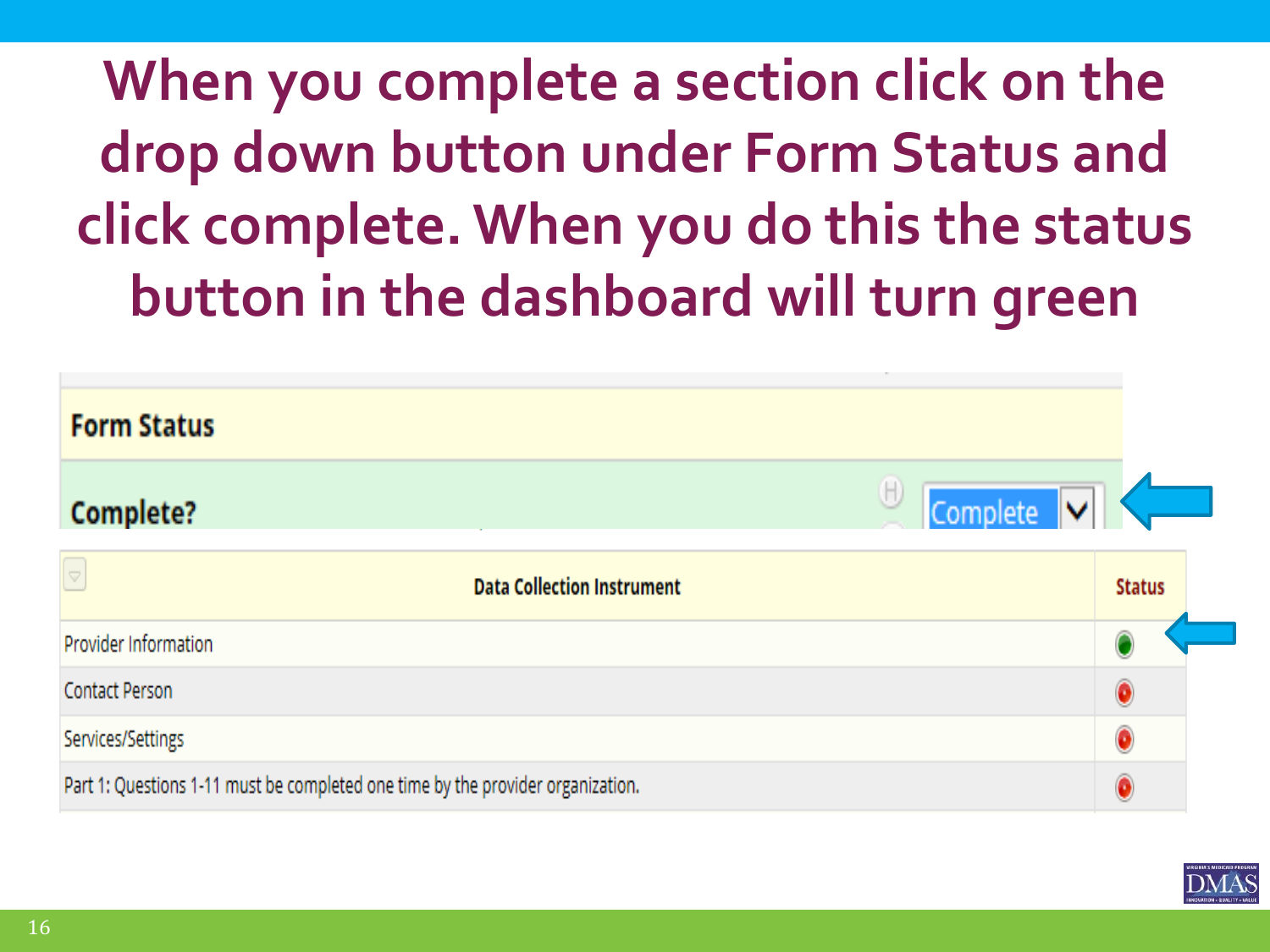# When you complete a section click on the drop down button under Form Status and click complete. When you do this the status button in the dashboard will turn green

**Form Status**

**Complete?** Complete

| Data Collection Instrument | Status |
|---|---|
| Provider Information | ● (green) |
| Contact Person | ● (red) |
| Services/Settings | ● (red) |
| Part 1: Questions 1-11 must be completed one time by the provider organization. | ● (red) |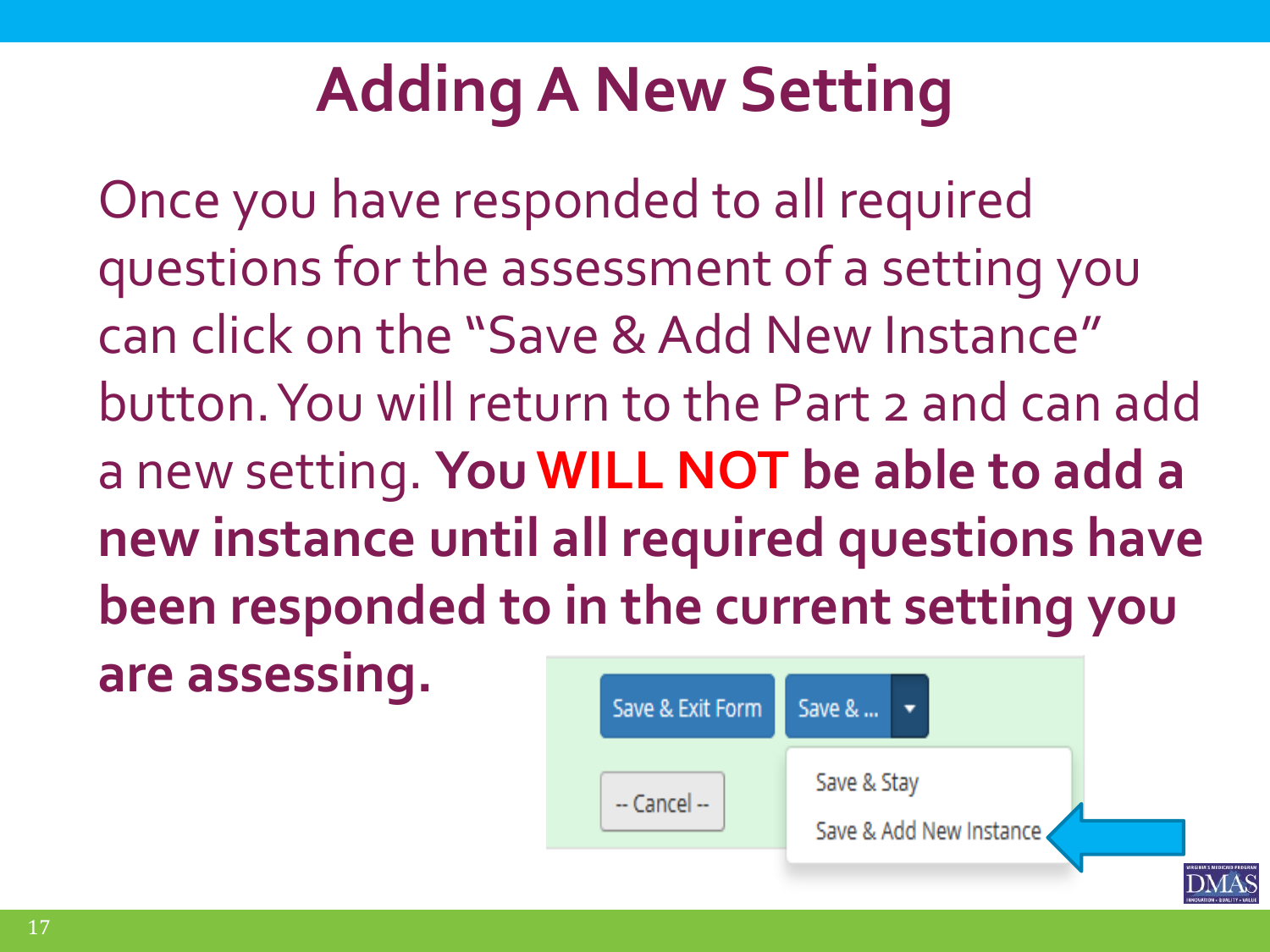# Adding A New Setting

Once you have responded to all required questions for the assessment of a setting you can click on the "Save & Add New Instance" button. You will return to the Part 2 and can add a new setting. **You WILL NOT be able to add a new instance until all required questions have been responded to in the current setting you are assessing.**

Save & Exit Form | Save & ... 

-- Cancel --

Save & Stay

Save & Add New Instance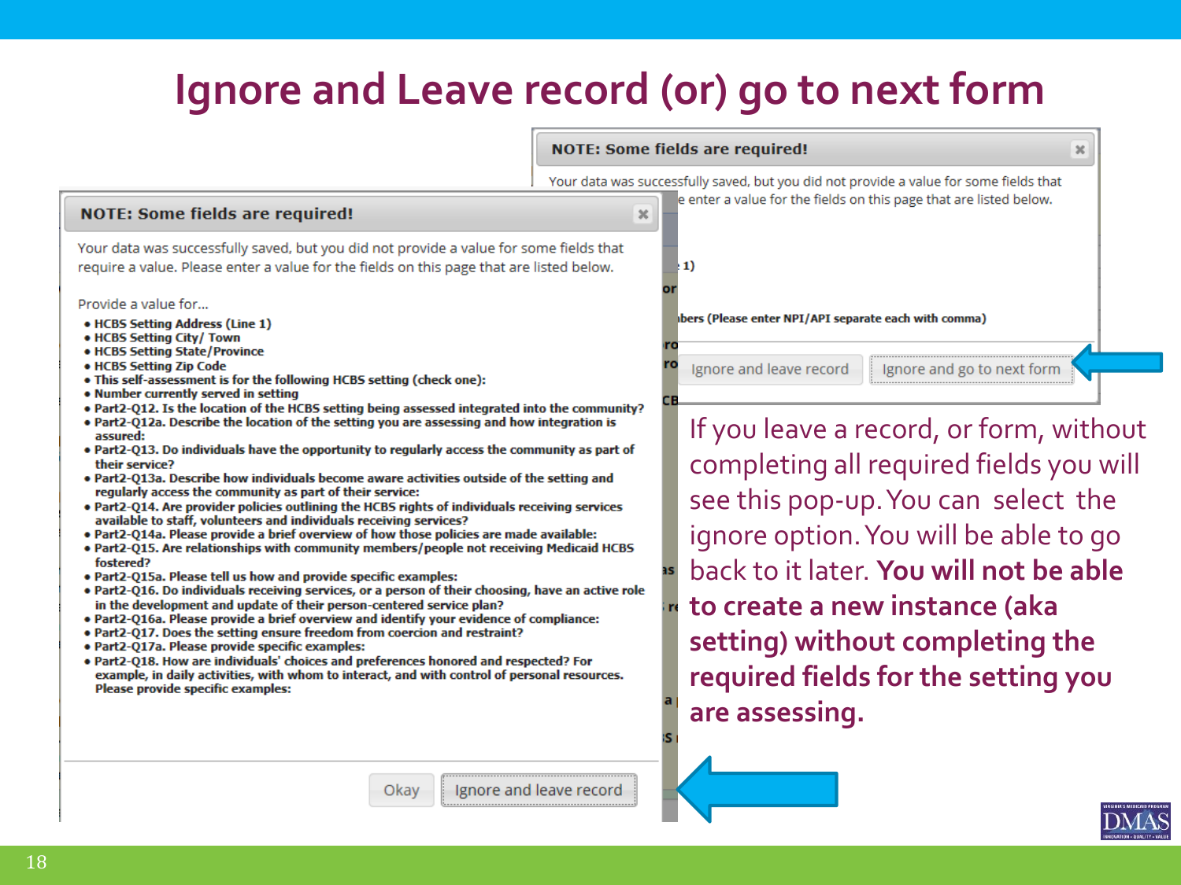# Ignore and Leave record (or) go to next form

**NOTE: Some fields are required!**

Your data was successfully saved, but you did not provide a value for some fields that require a value. Please enter a value for the fields on this page that are listed below.

Provide a value for...

- HCBS Setting Address (Line 1)
- HCBS Setting City/ Town
- HCBS Setting State/Province
- HCBS Setting Zip Code
- This self-assessment is for the following HCBS setting (check one):
- Number currently served in setting
- Part2-Q12. Is the location of the HCBS setting being assessed integrated into the community?
- Part2-Q12a. Describe the location of the setting you are assessing and how integration is assured:
- Part2-Q13. Do individuals have the opportunity to regularly access the community as part of their service?
- Part2-Q13a. Describe how individuals become aware activities outside of the setting and regularly access the community as part of their service:
- Part2-Q14. Are provider policies outlining the HCBS rights of individuals receiving services available to staff, volunteers and individuals receiving services?
- Part2-Q14a. Please provide a brief overview of how those policies are made available:
- Part2-Q15. Are relationships with community members/people not receiving Medicaid HCBS fostered?
- Part2-Q15a. Please tell us how and provide specific examples:
- Part2-Q16. Do individuals receiving services, or a person of their choosing, have an active role in the development and update of their person-centered service plan?
- Part2-Q16a. Please provide a brief overview and identify your evidence of compliance:
- Part2-Q17. Does the setting ensure freedom from coercion and restraint?
- Part2-Q17a. Please provide specific examples:
- Part2-Q18. How are individuals' choices and preferences honored and respected? For example, in daily activities, with whom to interact, and with control of personal resources. Please provide specific examples:

Okay | Ignore and leave record

**NOTE: Some fields are required!**

Your data was successfully saved, but you did not provide a value for some fields that ... e enter a value for the fields on this page that are listed below.

Ignore and leave record | Ignore and go to next form

If you leave a record, or form, without completing all required fields you will see this pop-up. You can select the ignore option. You will be able to go back to it later. **You will not be able to create a new instance (aka setting) without completing the required fields for the setting you are assessing.**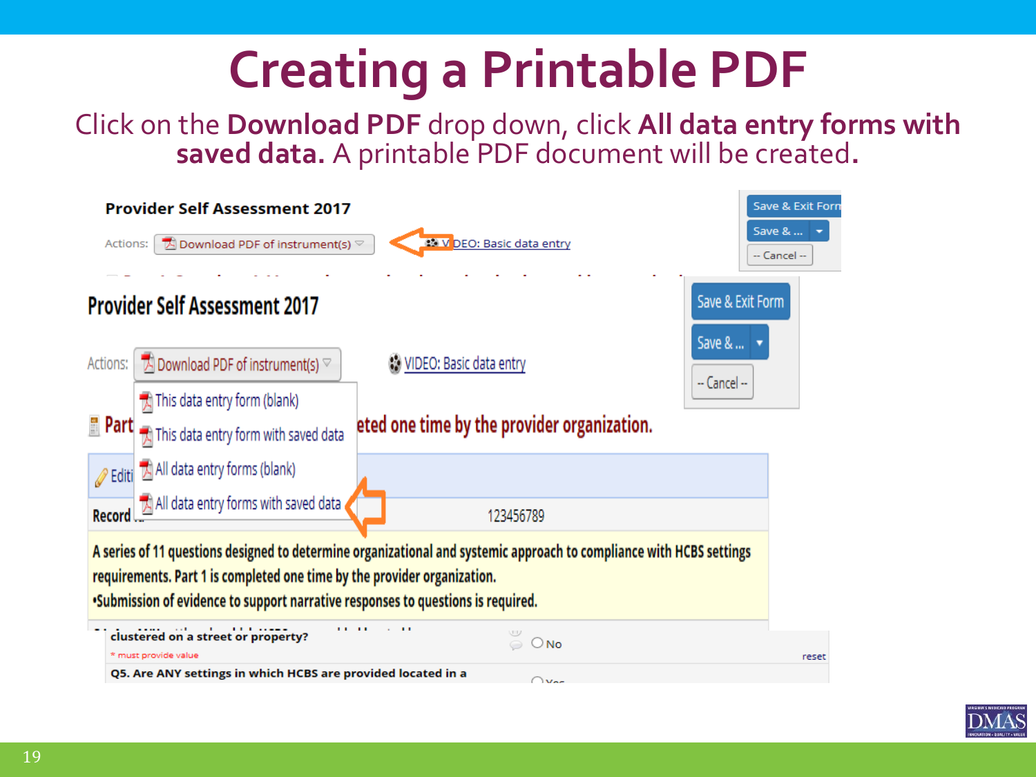# Creating a Printable PDF

Click on the **Download PDF** drop down, click **All data entry forms with saved data.** A printable PDF document will be created**.**

Provider Self Assessment 2017

Actions: Download PDF of instrument(s)

VIDEO: Basic data entry

Save & Exit Form

Save & ...

-- Cancel --

Provider Self Assessment 2017

Actions: Download PDF of instrument(s)

- This data entry form (blank)
- This data entry form with saved data
- All data entry forms (blank)
- All data entry forms with saved data

VIDEO: Basic data entry

Save & Exit Form

Save & ...

-- Cancel --

Part ... eted one time by the provider organization.

Editi...

Record ... 123456789

A series of 11 questions designed to determine organizational and systemic approach to compliance with HCBS settings requirements. Part 1 is completed one time by the provider organization.

•Submission of evidence to support narrative responses to questions is required.

clustered on a street or property?

\* must provide value

No

reset

Q5. Are ANY settings in which HCBS are provided located in a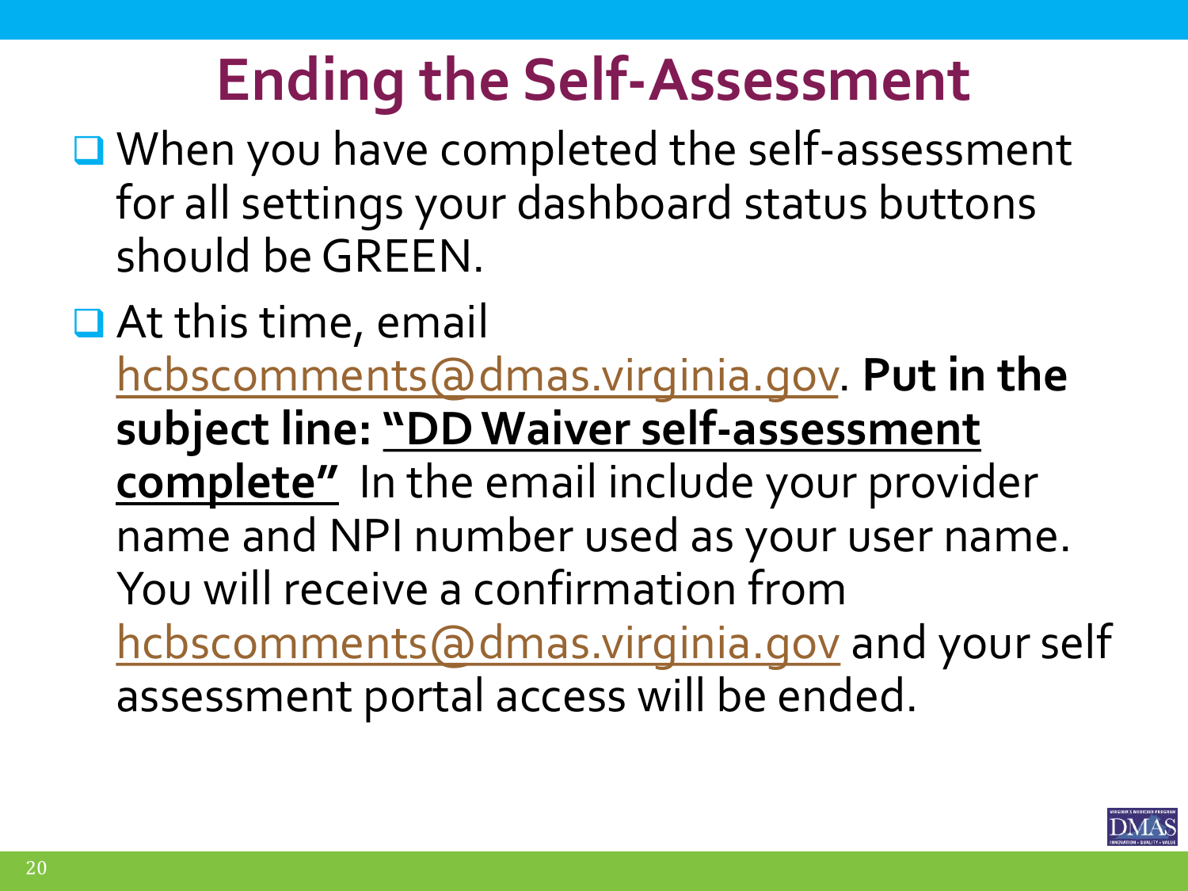# Ending the Self-Assessment

- When you have completed the self-assessment for all settings your dashboard status buttons should be GREEN.
- At this time, email hcbscomments@dmas.virginia.gov. **Put in the subject line: "DD Waiver self-assessment complete"** In the email include your provider name and NPI number used as your user name. You will receive a confirmation from hcbscomments@dmas.virginia.gov and your self assessment portal access will be ended.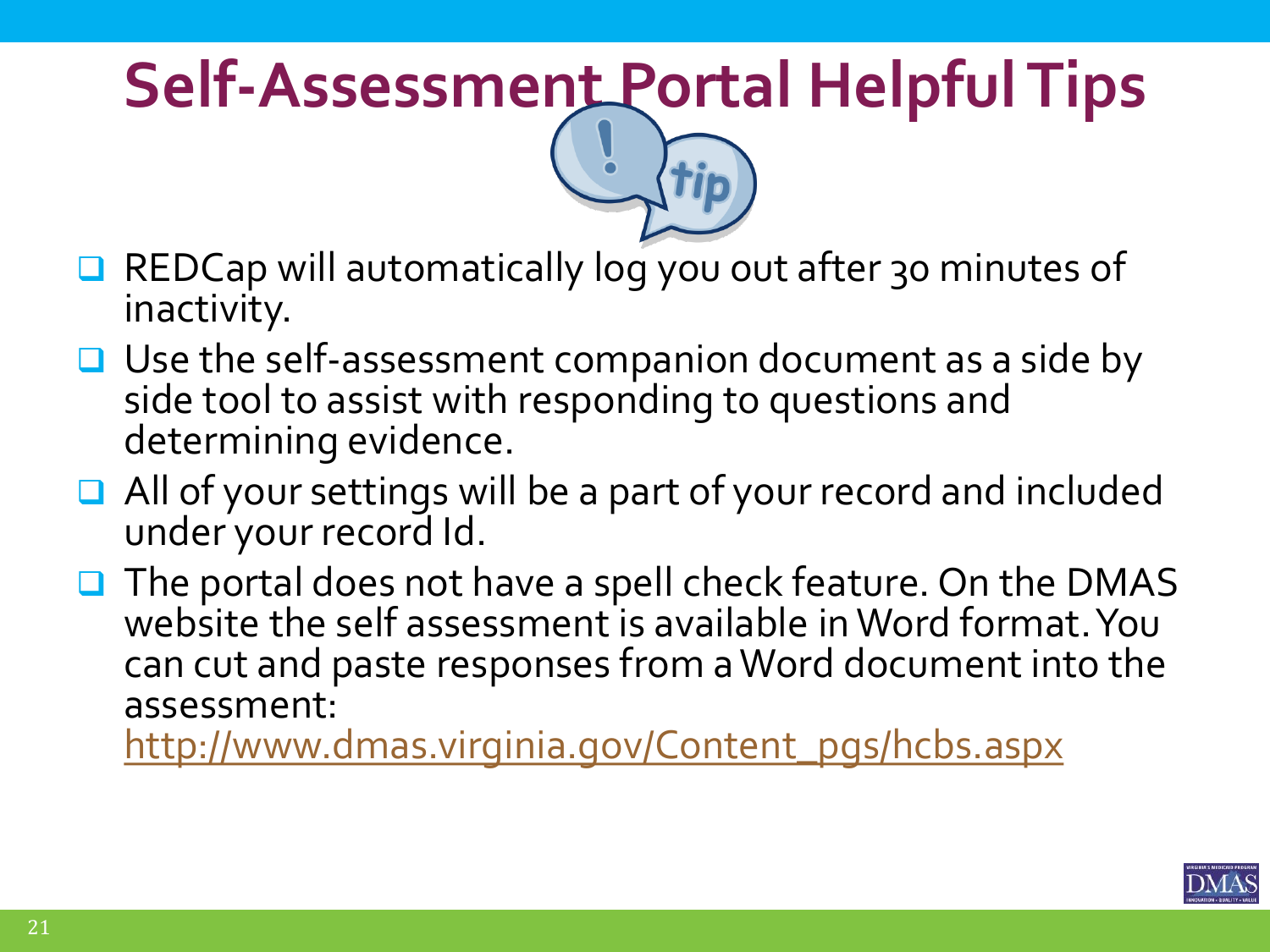# Self-Assessment Portal Helpful Tips

- REDCap will automatically log you out after 30 minutes of inactivity.
- Use the self-assessment companion document as a side by side tool to assist with responding to questions and determining evidence.
- All of your settings will be a part of your record and included under your record Id.
- The portal does not have a spell check feature. On the DMAS website the self assessment is available in Word format. You can cut and paste responses from a Word document into the assessment: http://www.dmas.virginia.gov/Content_pgs/hcbs.aspx